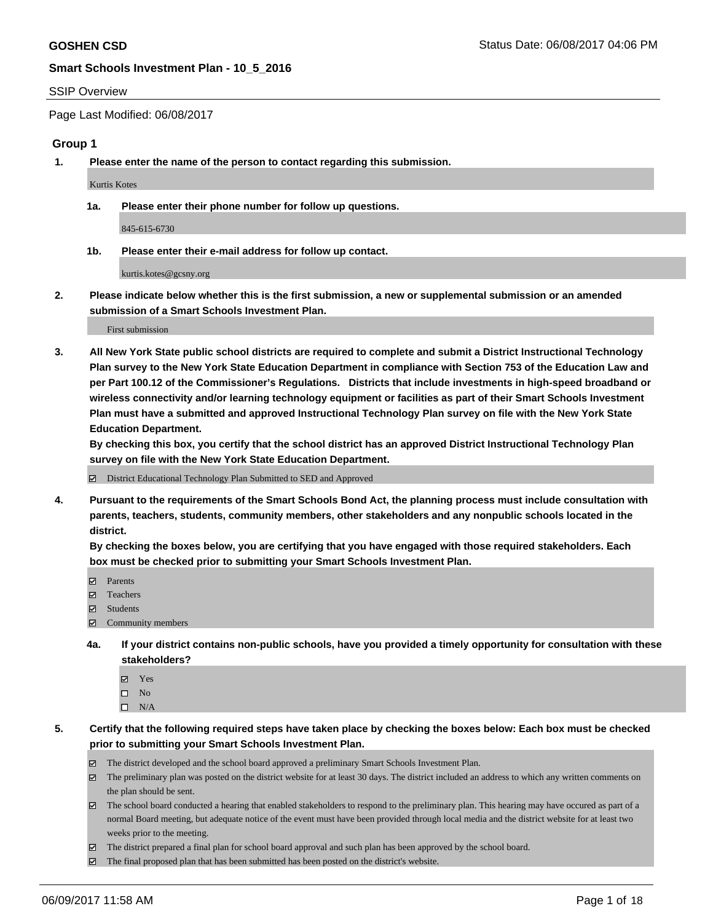**GOSHEN CSD**

Status Date: 06/08/2017 04:06 PM

**Smart Schools Investment Plan - 10_5_2016**

SSIP Overview

Page Last Modified: 06/08/2017

## Group 1

**1. Please enter the name of the person to contact regarding this submission.**

Kurtis Kotes

**1a. Please enter their phone number for follow up questions.**

845-615-6730

**1b. Please enter their e-mail address for follow up contact.**

kurtis.kotes@gcsny.org

**2. Please indicate below whether this is the first submission, a new or supplemental submission or an amended submission of a Smart Schools Investment Plan.**

First submission

**3. All New York State public school districts are required to complete and submit a District Instructional Technology Plan survey to the New York State Education Department in compliance with Section 753 of the Education Law and per Part 100.12 of the Commissioner's Regulations. Districts that include investments in high-speed broadband or wireless connectivity and/or learning technology equipment or facilities as part of their Smart Schools Investment Plan must have a submitted and approved Instructional Technology Plan survey on file with the New York State Education Department.**
**By checking this box, you certify that the school district has an approved District Instructional Technology Plan survey on file with the New York State Education Department.**

- ☑ District Educational Technology Plan Submitted to SED and Approved

**4. Pursuant to the requirements of the Smart Schools Bond Act, the planning process must include consultation with parents, teachers, students, community members, other stakeholders and any nonpublic schools located in the district.**
**By checking the boxes below, you are certifying that you have engaged with those required stakeholders. Each box must be checked prior to submitting your Smart Schools Investment Plan.**

- ☑ Parents
- ☑ Teachers
- ☑ Students
- ☑ Community members

**4a. If your district contains non-public schools, have you provided a timely opportunity for consultation with these stakeholders?**

- ☑ Yes
- ☐ No
- ☐ N/A

**5. Certify that the following required steps have taken place by checking the boxes below: Each box must be checked prior to submitting your Smart Schools Investment Plan.**

- ☑ The district developed and the school board approved a preliminary Smart Schools Investment Plan.
- ☑ The preliminary plan was posted on the district website for at least 30 days. The district included an address to which any written comments on the plan should be sent.
- ☑ The school board conducted a hearing that enabled stakeholders to respond to the preliminary plan. This hearing may have occured as part of a normal Board meeting, but adequate notice of the event must have been provided through local media and the district website for at least two weeks prior to the meeting.
- ☑ The district prepared a final plan for school board approval and such plan has been approved by the school board.
- ☑ The final proposed plan that has been submitted has been posted on the district's website.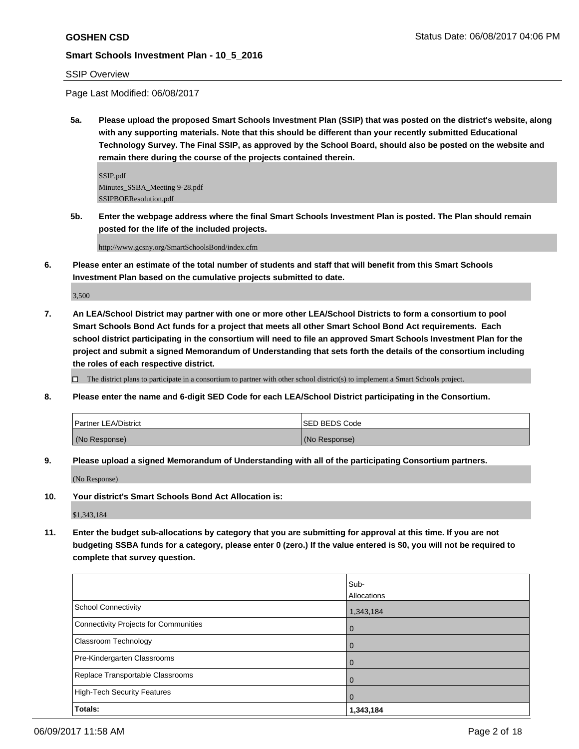SSIP Overview

Page Last Modified: 06/08/2017

**5a. Please upload the proposed Smart Schools Investment Plan (SSIP) that was posted on the district's website, along with any supporting materials. Note that this should be different than your recently submitted Educational Technology Survey. The Final SSIP, as approved by the School Board, should also be posted on the website and remain there during the course of the projects contained therein.**

SSIP.pdf
Minutes_SSBA_Meeting 9-28.pdf
SSIPBOEResolution.pdf

**5b. Enter the webpage address where the final Smart Schools Investment Plan is posted. The Plan should remain posted for the life of the included projects.**

http://www.gcsny.org/SmartSchoolsBond/index.cfm

**6. Please enter an estimate of the total number of students and staff that will benefit from this Smart Schools Investment Plan based on the cumulative projects submitted to date.**

3,500

**7. An LEA/School District may partner with one or more other LEA/School Districts to form a consortium to pool Smart Schools Bond Act funds for a project that meets all other Smart School Bond Act requirements. Each school district participating in the consortium will need to file an approved Smart Schools Investment Plan for the project and submit a signed Memorandum of Understanding that sets forth the details of the consortium including the roles of each respective district.**

☐ The district plans to participate in a consortium to partner with other school district(s) to implement a Smart Schools project.

**8. Please enter the name and 6-digit SED Code for each LEA/School District participating in the Consortium.**

| Partner LEA/District | SED BEDS Code |
|---|---|
| (No Response) | (No Response) |

**9. Please upload a signed Memorandum of Understanding with all of the participating Consortium partners.**

(No Response)

**10. Your district's Smart Schools Bond Act Allocation is:**

$1,343,184

**11. Enter the budget sub-allocations by category that you are submitting for approval at this time. If you are not budgeting SSBA funds for a category, please enter 0 (zero.) If the value entered is $0, you will not be required to complete that survey question.**

| | Sub-Allocations |
|---|---|
| School Connectivity | 1,343,184 |
| Connectivity Projects for Communities | 0 |
| Classroom Technology | 0 |
| Pre-Kindergarten Classrooms | 0 |
| Replace Transportable Classrooms | 0 |
| High-Tech Security Features | 0 |
| **Totals:** | **1,343,184** |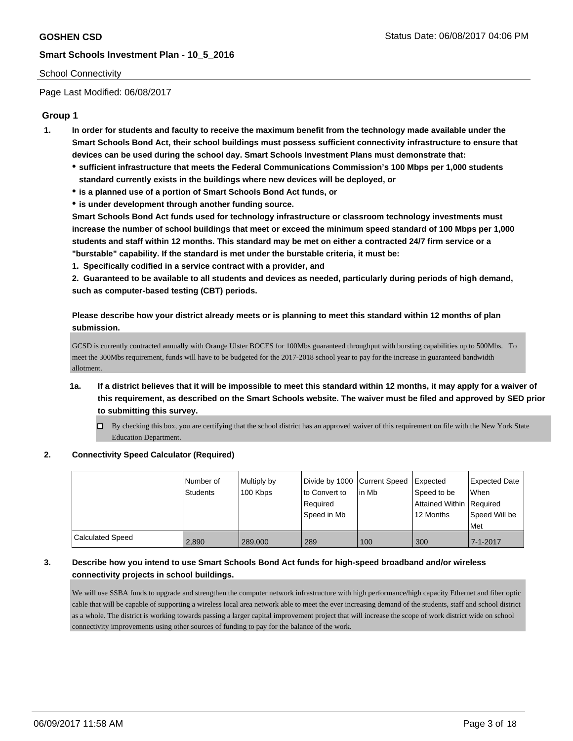School Connectivity

Page Last Modified: 06/08/2017

## Group 1

1. **In order for students and faculty to receive the maximum benefit from the technology made available under the Smart Schools Bond Act, their school buildings must possess sufficient connectivity infrastructure to ensure that devices can be used during the school day. Smart Schools Investment Plans must demonstrate that:**
   - **sufficient infrastructure that meets the Federal Communications Commission's 100 Mbps per 1,000 students standard currently exists in the buildings where new devices will be deployed, or**
   - **is a planned use of a portion of Smart Schools Bond Act funds, or**
   - **is under development through another funding source.**

   **Smart Schools Bond Act funds used for technology infrastructure or classroom technology investments must increase the number of school buildings that meet or exceed the minimum speed standard of 100 Mbps per 1,000 students and staff within 12 months. This standard may be met on either a contracted 24/7 firm service or a "burstable" capability. If the standard is met under the burstable criteria, it must be:**

   **1. Specifically codified in a service contract with a provider, and**

   **2. Guaranteed to be available to all students and devices as needed, particularly during periods of high demand, such as computer-based testing (CBT) periods.**

   **Please describe how your district already meets or is planning to meet this standard within 12 months of plan submission.**

   GCSD is currently contracted annually with Orange Ulster BOCES for 100Mbs guaranteed throughput with bursting capabilities up to 500Mbs. To meet the 300Mbs requirement, funds will have to be budgeted for the 2017-2018 school year to pay for the increase in guaranteed bandwidth allotment.

   1a. **If a district believes that it will be impossible to meet this standard within 12 months, it may apply for a waiver of this requirement, as described on the Smart Schools website. The waiver must be filed and approved by SED prior to submitting this survey.**

   ☐ By checking this box, you are certifying that the school district has an approved waiver of this requirement on file with the New York State Education Department.

2. **Connectivity Speed Calculator (Required)**

| | Number of Students | Multiply by 100 Kbps | Divide by 1000 to Convert to Required Speed in Mb | Current Speed in Mb | Expected Speed to be Attained Within 12 Months | Expected Date When Required Speed Will be Met |
|---|---|---|---|---|---|---|
| Calculated Speed | 2,890 | 289,000 | 289 | 100 | 300 | 7-1-2017 |

3. **Describe how you intend to use Smart Schools Bond Act funds for high-speed broadband and/or wireless connectivity projects in school buildings.**

   We will use SSBA funds to upgrade and strengthen the computer network infrastructure with high performance/high capacity Ethernet and fiber optic cable that will be capable of supporting a wireless local area network able to meet the ever increasing demand of the students, staff and school district as a whole. The district is working towards passing a larger capital improvement project that will increase the scope of work district wide on school connectivity improvements using other sources of funding to pay for the balance of the work.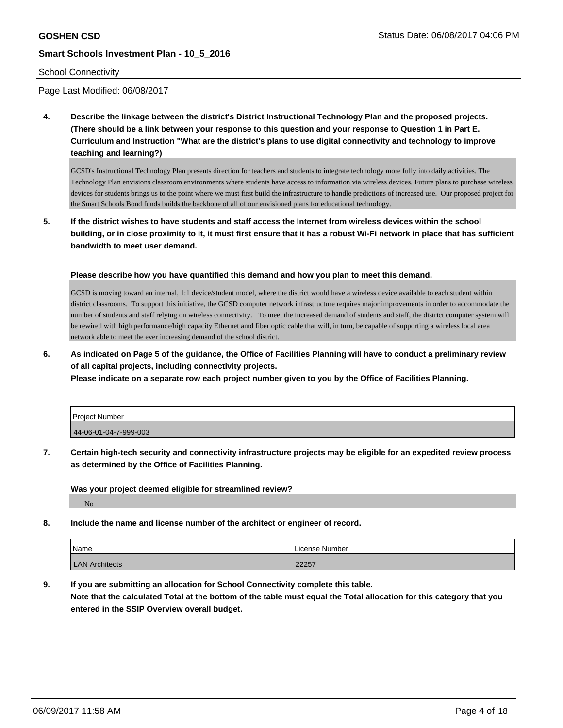School Connectivity

Page Last Modified: 06/08/2017

**4. Describe the linkage between the district's District Instructional Technology Plan and the proposed projects. (There should be a link between your response to this question and your response to Question 1 in Part E. Curriculum and Instruction "What are the district's plans to use digital connectivity and technology to improve teaching and learning?)**

GCSD's Instructional Technology Plan presents direction for teachers and students to integrate technology more fully into daily activities. The Technology Plan envisions classroom environments where students have access to information via wireless devices. Future plans to purchase wireless devices for students brings us to the point where we must first build the infrastructure to handle predictions of increased use. Our proposed project for the Smart Schools Bond funds builds the backbone of all of our envisioned plans for educational technology.

**5. If the district wishes to have students and staff access the Internet from wireless devices within the school building, or in close proximity to it, it must first ensure that it has a robust Wi-Fi network in place that has sufficient bandwidth to meet user demand.**

**Please describe how you have quantified this demand and how you plan to meet this demand.**

GCSD is moving toward an internal, 1:1 device/student model, where the district would have a wireless device available to each student within district classrooms. To support this initiative, the GCSD computer network infrastructure requires major improvements in order to accommodate the number of students and staff relying on wireless connectivity. To meet the increased demand of students and staff, the district computer system will be rewired with high performance/high capacity Ethernet amd fiber optic cable that will, in turn, be capable of supporting a wireless local area network able to meet the ever increasing demand of the school district.

**6. As indicated on Page 5 of the guidance, the Office of Facilities Planning will have to conduct a preliminary review of all capital projects, including connectivity projects.**
**Please indicate on a separate row each project number given to you by the Office of Facilities Planning.**

| Project Number |
|---|
| 44-06-01-04-7-999-003 |

**7. Certain high-tech security and connectivity infrastructure projects may be eligible for an expedited review process as determined by the Office of Facilities Planning.**

**Was your project deemed eligible for streamlined review?**

No

**8. Include the name and license number of the architect or engineer of record.**

| Name | License Number |
|---|---|
| LAN Architects | 22257 |

**9. If you are submitting an allocation for School Connectivity complete this table.**
**Note that the calculated Total at the bottom of the table must equal the Total allocation for this category that you entered in the SSIP Overview overall budget.**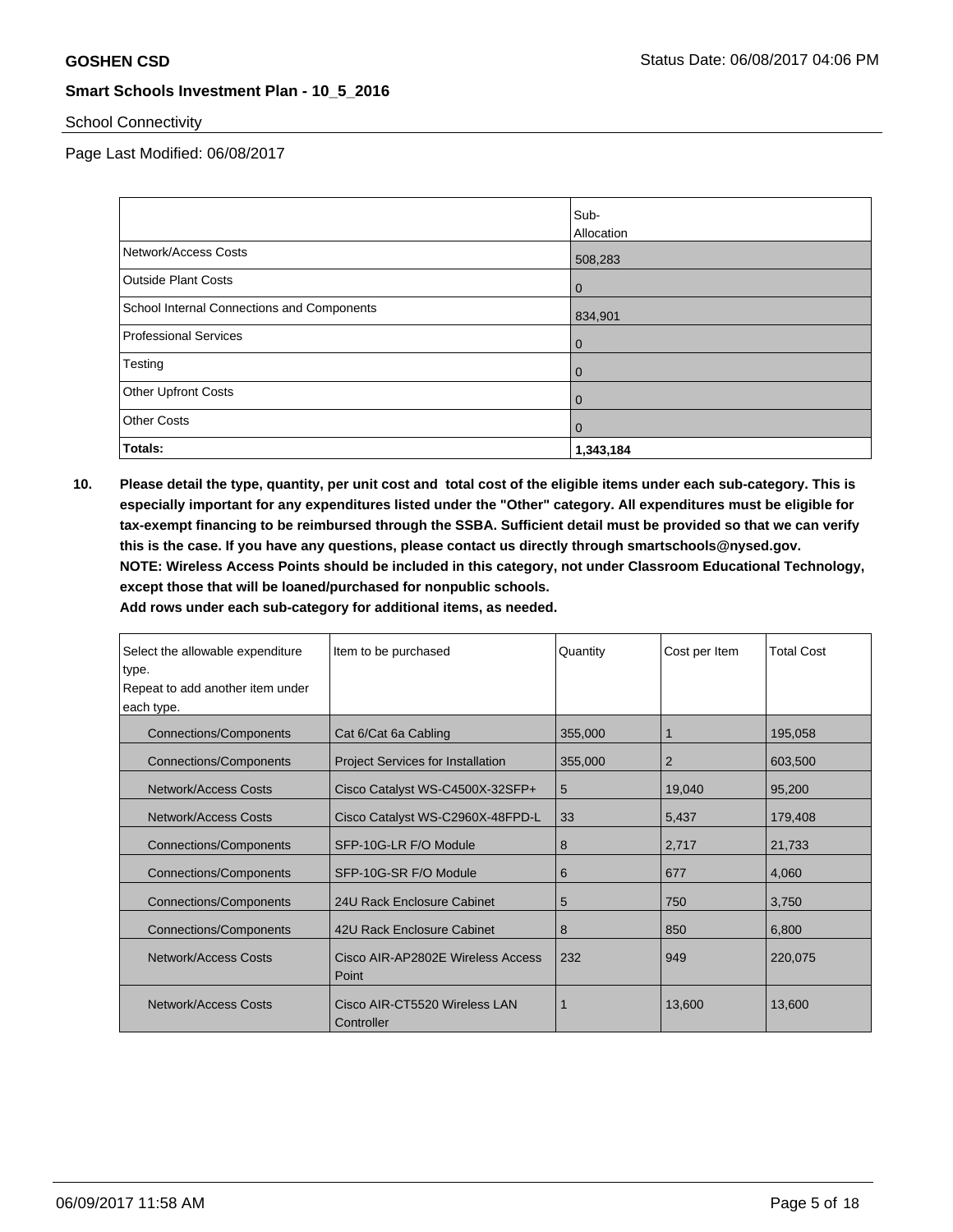School Connectivity

Page Last Modified: 06/08/2017

| | Sub-Allocation |
|---|---|
| Network/Access Costs | 508,283 |
| Outside Plant Costs | 0 |
| School Internal Connections and Components | 834,901 |
| Professional Services | 0 |
| Testing | 0 |
| Other Upfront Costs | 0 |
| Other Costs | 0 |
| **Totals:** | **1,343,184** |

**10. Please detail the type, quantity, per unit cost and total cost of the eligible items under each sub-category. This is especially important for any expenditures listed under the "Other" category. All expenditures must be eligible for tax-exempt financing to be reimbursed through the SSBA. Sufficient detail must be provided so that we can verify this is the case. If you have any questions, please contact us directly through smartschools@nysed.gov.**
**NOTE: Wireless Access Points should be included in this category, not under Classroom Educational Technology, except those that will be loaned/purchased for nonpublic schools.**
**Add rows under each sub-category for additional items, as needed.**

| Select the allowable expenditure type. Repeat to add another item under each type. | Item to be purchased | Quantity | Cost per Item | Total Cost |
|---|---|---|---|---|
| Connections/Components | Cat 6/Cat 6a Cabling | 355,000 | 1 | 195,058 |
| Connections/Components | Project Services for Installation | 355,000 | 2 | 603,500 |
| Network/Access Costs | Cisco Catalyst WS-C4500X-32SFP+ | 5 | 19,040 | 95,200 |
| Network/Access Costs | Cisco Catalyst WS-C2960X-48FPD-L | 33 | 5,437 | 179,408 |
| Connections/Components | SFP-10G-LR F/O Module | 8 | 2,717 | 21,733 |
| Connections/Components | SFP-10G-SR F/O Module | 6 | 677 | 4,060 |
| Connections/Components | 24U Rack Enclosure Cabinet | 5 | 750 | 3,750 |
| Connections/Components | 42U Rack Enclosure Cabinet | 8 | 850 | 6,800 |
| Network/Access Costs | Cisco AIR-AP2802E Wireless Access Point | 232 | 949 | 220,075 |
| Network/Access Costs | Cisco AIR-CT5520 Wireless LAN Controller | 1 | 13,600 | 13,600 |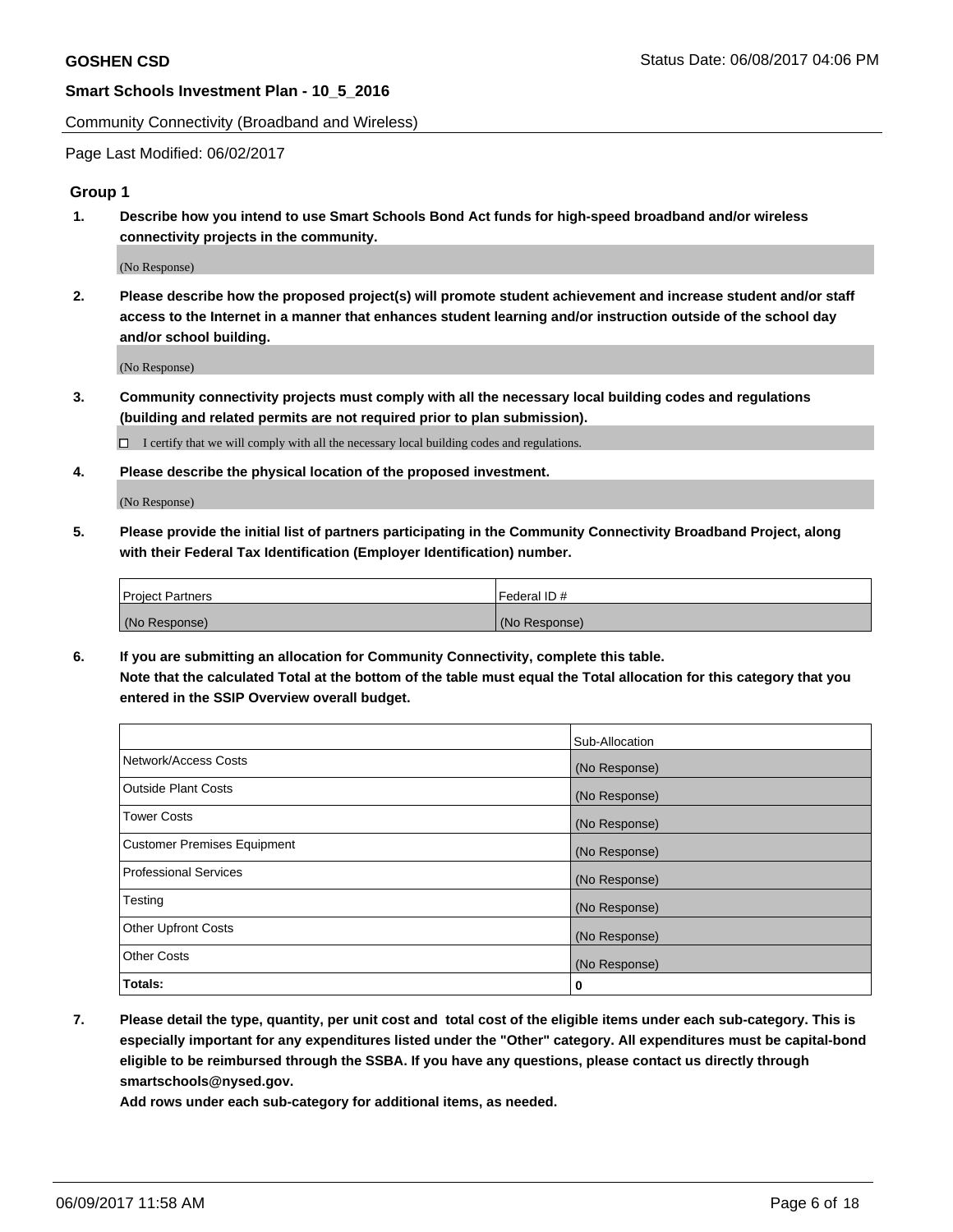Community Connectivity (Broadband and Wireless)

Page Last Modified: 06/02/2017

## Group 1

**1. Describe how you intend to use Smart Schools Bond Act funds for high-speed broadband and/or wireless connectivity projects in the community.**

(No Response)

**2. Please describe how the proposed project(s) will promote student achievement and increase student and/or staff access to the Internet in a manner that enhances student learning and/or instruction outside of the school day and/or school building.**

(No Response)

**3. Community connectivity projects must comply with all the necessary local building codes and regulations (building and related permits are not required prior to plan submission).**

☐ I certify that we will comply with all the necessary local building codes and regulations.

**4. Please describe the physical location of the proposed investment.**

(No Response)

**5. Please provide the initial list of partners participating in the Community Connectivity Broadband Project, along with their Federal Tax Identification (Employer Identification) number.**

| Project Partners | Federal ID # |
|---|---|
| (No Response) | (No Response) |

**6. If you are submitting an allocation for Community Connectivity, complete this table. Note that the calculated Total at the bottom of the table must equal the Total allocation for this category that you entered in the SSIP Overview overall budget.**

| | Sub-Allocation |
|---|---|
| Network/Access Costs | (No Response) |
| Outside Plant Costs | (No Response) |
| Tower Costs | (No Response) |
| Customer Premises Equipment | (No Response) |
| Professional Services | (No Response) |
| Testing | (No Response) |
| Other Upfront Costs | (No Response) |
| Other Costs | (No Response) |
| **Totals:** | **0** |

**7. Please detail the type, quantity, per unit cost and total cost of the eligible items under each sub-category. This is especially important for any expenditures listed under the "Other" category. All expenditures must be capital-bond eligible to be reimbursed through the SSBA. If you have any questions, please contact us directly through smartschools@nysed.gov.**

**Add rows under each sub-category for additional items, as needed.**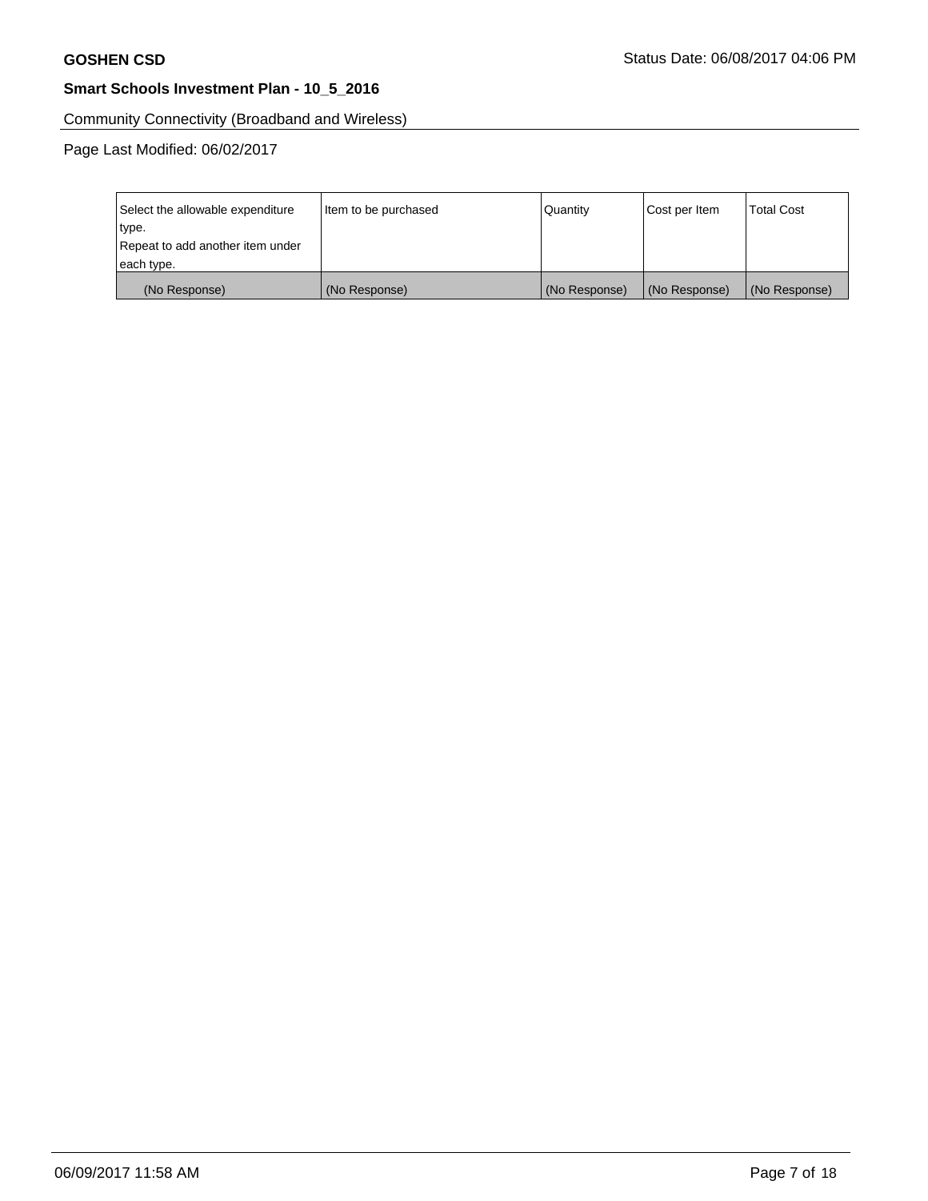Community Connectivity (Broadband and Wireless)

Page Last Modified: 06/02/2017

| Select the allowable expenditure type. Repeat to add another item under each type. | Item to be purchased | Quantity | Cost per Item | Total Cost |
| --- | --- | --- | --- | --- |
| (No Response) | (No Response) | (No Response) | (No Response) | (No Response) |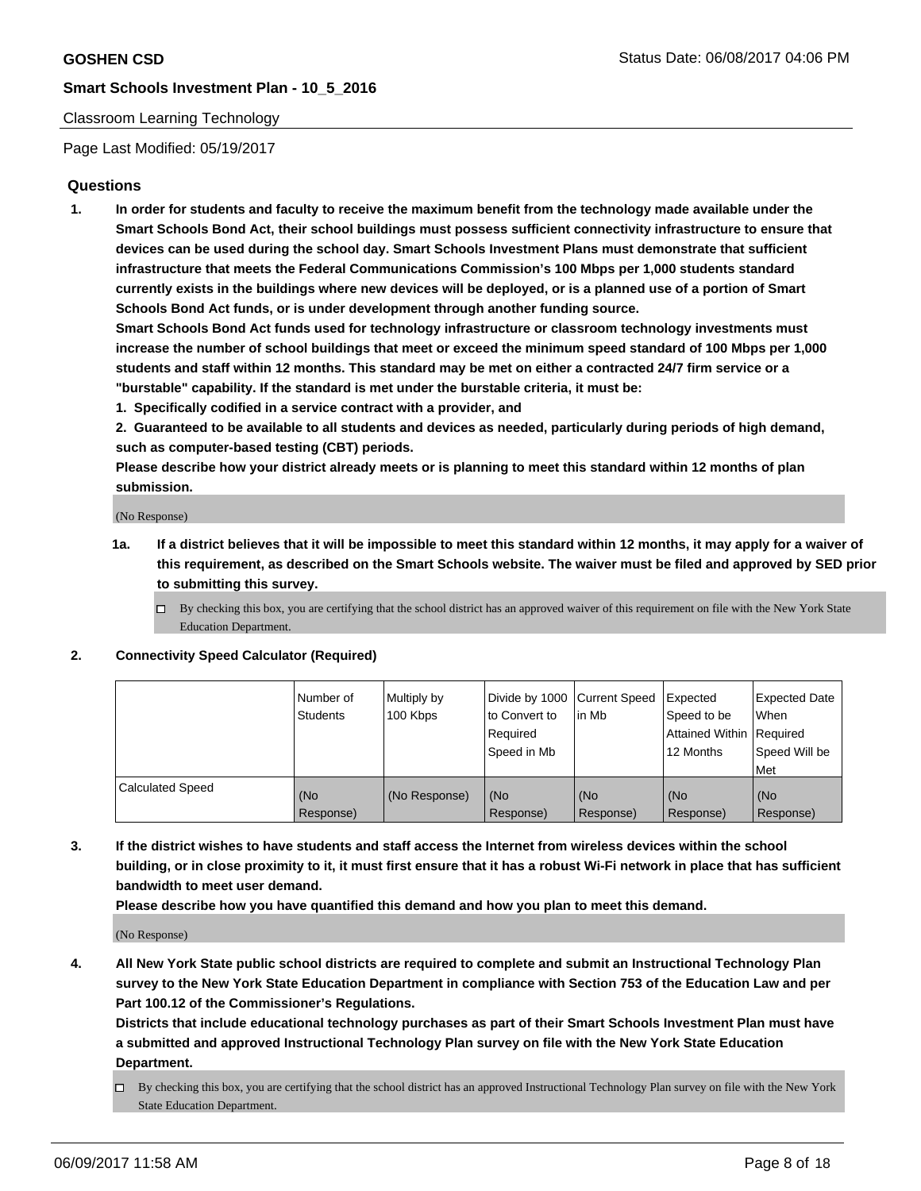Classroom Learning Technology

Page Last Modified: 05/19/2017

## Questions

1. **In order for students and faculty to receive the maximum benefit from the technology made available under the Smart Schools Bond Act, their school buildings must possess sufficient connectivity infrastructure to ensure that devices can be used during the school day. Smart Schools Investment Plans must demonstrate that sufficient infrastructure that meets the Federal Communications Commission's 100 Mbps per 1,000 students standard currently exists in the buildings where new devices will be deployed, or is a planned use of a portion of Smart Schools Bond Act funds, or is under development through another funding source.**

   **Smart Schools Bond Act funds used for technology infrastructure or classroom technology investments must increase the number of school buildings that meet or exceed the minimum speed standard of 100 Mbps per 1,000 students and staff within 12 months. This standard may be met on either a contracted 24/7 firm service or a "burstable" capability. If the standard is met under the burstable criteria, it must be:**

   **1. Specifically codified in a service contract with a provider, and**

   **2. Guaranteed to be available to all students and devices as needed, particularly during periods of high demand, such as computer-based testing (CBT) periods.**

   **Please describe how your district already meets or is planning to meet this standard within 12 months of plan submission.**

   (No Response)

   **1a. If a district believes that it will be impossible to meet this standard within 12 months, it may apply for a waiver of this requirement, as described on the Smart Schools website. The waiver must be filed and approved by SED prior to submitting this survey.**

   ☐ By checking this box, you are certifying that the school district has an approved waiver of this requirement on file with the New York State Education Department.

2. **Connectivity Speed Calculator (Required)**

| | Number of Students | Multiply by 100 Kbps | Divide by 1000 to Convert to Required Speed in Mb | Current Speed in Mb | Expected Speed to be Attained Within 12 Months | Expected Date When Required Speed Will be Met |
|---|---|---|---|---|---|---|
| Calculated Speed | (No Response) | (No Response) | (No Response) | (No Response) | (No Response) | (No Response) |

3. **If the district wishes to have students and staff access the Internet from wireless devices within the school building, or in close proximity to it, it must first ensure that it has a robust Wi-Fi network in place that has sufficient bandwidth to meet user demand.**

   **Please describe how you have quantified this demand and how you plan to meet this demand.**

   (No Response)

4. **All New York State public school districts are required to complete and submit an Instructional Technology Plan survey to the New York State Education Department in compliance with Section 753 of the Education Law and per Part 100.12 of the Commissioner's Regulations.**

   **Districts that include educational technology purchases as part of their Smart Schools Investment Plan must have a submitted and approved Instructional Technology Plan survey on file with the New York State Education Department.**

   ☐ By checking this box, you are certifying that the school district has an approved Instructional Technology Plan survey on file with the New York State Education Department.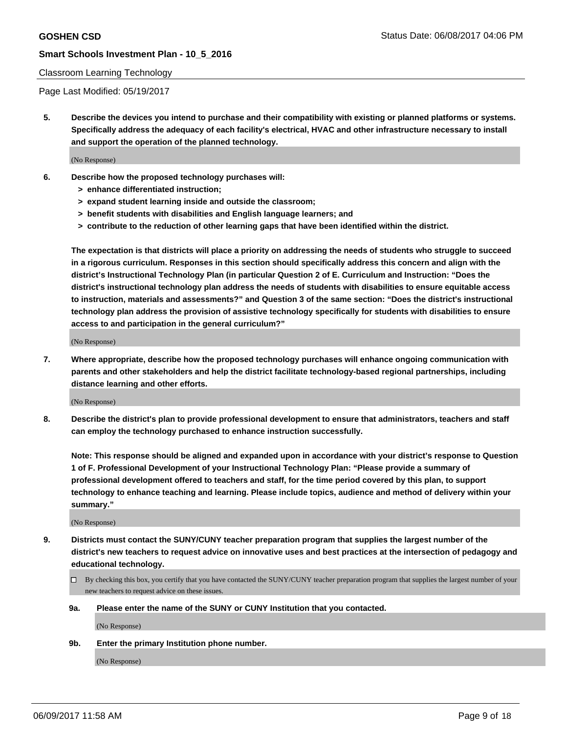Classroom Learning Technology

Page Last Modified: 05/19/2017

**5. Describe the devices you intend to purchase and their compatibility with existing or planned platforms or systems. Specifically address the adequacy of each facility's electrical, HVAC and other infrastructure necessary to install and support the operation of the planned technology.**

(No Response)

**6. Describe how the proposed technology purchases will:**

- **> enhance differentiated instruction;**
- **> expand student learning inside and outside the classroom;**
- **> benefit students with disabilities and English language learners; and**
- **> contribute to the reduction of other learning gaps that have been identified within the district.**

**The expectation is that districts will place a priority on addressing the needs of students who struggle to succeed in a rigorous curriculum. Responses in this section should specifically address this concern and align with the district's Instructional Technology Plan (in particular Question 2 of E. Curriculum and Instruction: "Does the district's instructional technology plan address the needs of students with disabilities to ensure equitable access to instruction, materials and assessments?" and Question 3 of the same section: "Does the district's instructional technology plan address the provision of assistive technology specifically for students with disabilities to ensure access to and participation in the general curriculum?"**

(No Response)

**7. Where appropriate, describe how the proposed technology purchases will enhance ongoing communication with parents and other stakeholders and help the district facilitate technology-based regional partnerships, including distance learning and other efforts.**

(No Response)

**8. Describe the district's plan to provide professional development to ensure that administrators, teachers and staff can employ the technology purchased to enhance instruction successfully.**

**Note: This response should be aligned and expanded upon in accordance with your district's response to Question 1 of F. Professional Development of your Instructional Technology Plan: "Please provide a summary of professional development offered to teachers and staff, for the time period covered by this plan, to support technology to enhance teaching and learning. Please include topics, audience and method of delivery within your summary."**

(No Response)

**9. Districts must contact the SUNY/CUNY teacher preparation program that supplies the largest number of the district's new teachers to request advice on innovative uses and best practices at the intersection of pedagogy and educational technology.**

☐ By checking this box, you certify that you have contacted the SUNY/CUNY teacher preparation program that supplies the largest number of your new teachers to request advice on these issues.

**9a. Please enter the name of the SUNY or CUNY Institution that you contacted.**

(No Response)

**9b. Enter the primary Institution phone number.**

(No Response)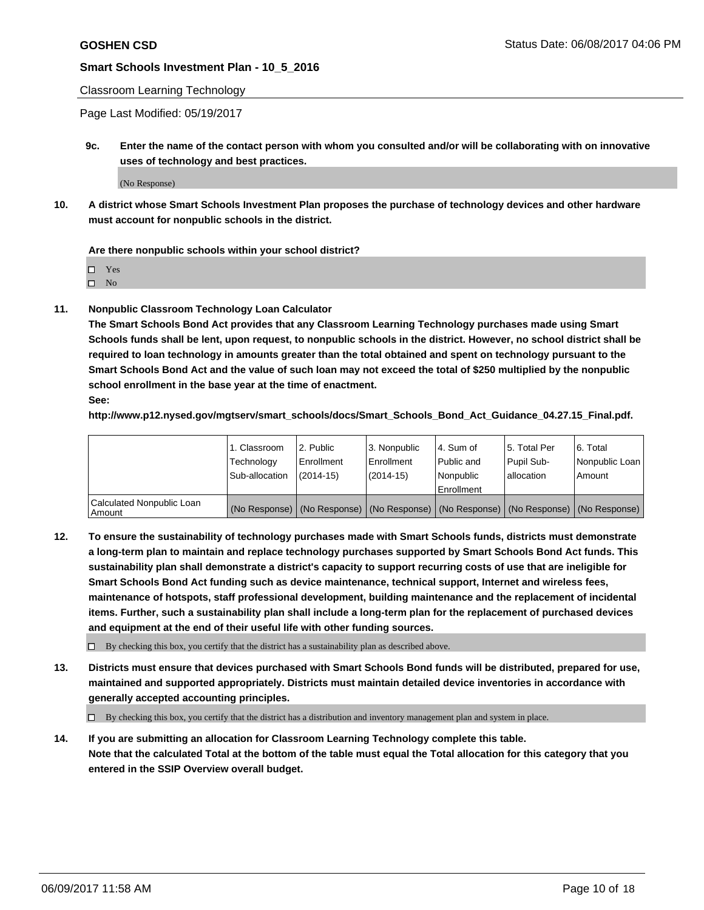Classroom Learning Technology

Page Last Modified: 05/19/2017

**9c. Enter the name of the contact person with whom you consulted and/or will be collaborating with on innovative uses of technology and best practices.**

(No Response)

**10. A district whose Smart Schools Investment Plan proposes the purchase of technology devices and other hardware must account for nonpublic schools in the district.**

**Are there nonpublic schools within your school district?**

- ☐ Yes
- ☐ No

**11. Nonpublic Classroom Technology Loan Calculator**

**The Smart Schools Bond Act provides that any Classroom Learning Technology purchases made using Smart Schools funds shall be lent, upon request, to nonpublic schools in the district. However, no school district shall be required to loan technology in amounts greater than the total obtained and spent on technology pursuant to the Smart Schools Bond Act and the value of such loan may not exceed the total of $250 multiplied by the nonpublic school enrollment in the base year at the time of enactment.**

**See:**

**http://www.p12.nysed.gov/mgtserv/smart_schools/docs/Smart_Schools_Bond_Act_Guidance_04.27.15_Final.pdf.**

| | 1. Classroom Technology Sub-allocation | 2. Public Enrollment (2014-15) | 3. Nonpublic Enrollment (2014-15) | 4. Sum of Public and Nonpublic Enrollment | 5. Total Per Pupil Sub-allocation | 6. Total Nonpublic Loan Amount |
|---|---|---|---|---|---|---|
| Calculated Nonpublic Loan Amount | (No Response) | (No Response) | (No Response) | (No Response) | (No Response) | (No Response) |

**12. To ensure the sustainability of technology purchases made with Smart Schools funds, districts must demonstrate a long-term plan to maintain and replace technology purchases supported by Smart Schools Bond Act funds. This sustainability plan shall demonstrate a district's capacity to support recurring costs of use that are ineligible for Smart Schools Bond Act funding such as device maintenance, technical support, Internet and wireless fees, maintenance of hotspots, staff professional development, building maintenance and the replacement of incidental items. Further, such a sustainability plan shall include a long-term plan for the replacement of purchased devices and equipment at the end of their useful life with other funding sources.**

☐ By checking this box, you certify that the district has a sustainability plan as described above.

**13. Districts must ensure that devices purchased with Smart Schools Bond funds will be distributed, prepared for use, maintained and supported appropriately. Districts must maintain detailed device inventories in accordance with generally accepted accounting principles.**

☐ By checking this box, you certify that the district has a distribution and inventory management plan and system in place.

**14. If you are submitting an allocation for Classroom Learning Technology complete this table. Note that the calculated Total at the bottom of the table must equal the Total allocation for this category that you entered in the SSIP Overview overall budget.**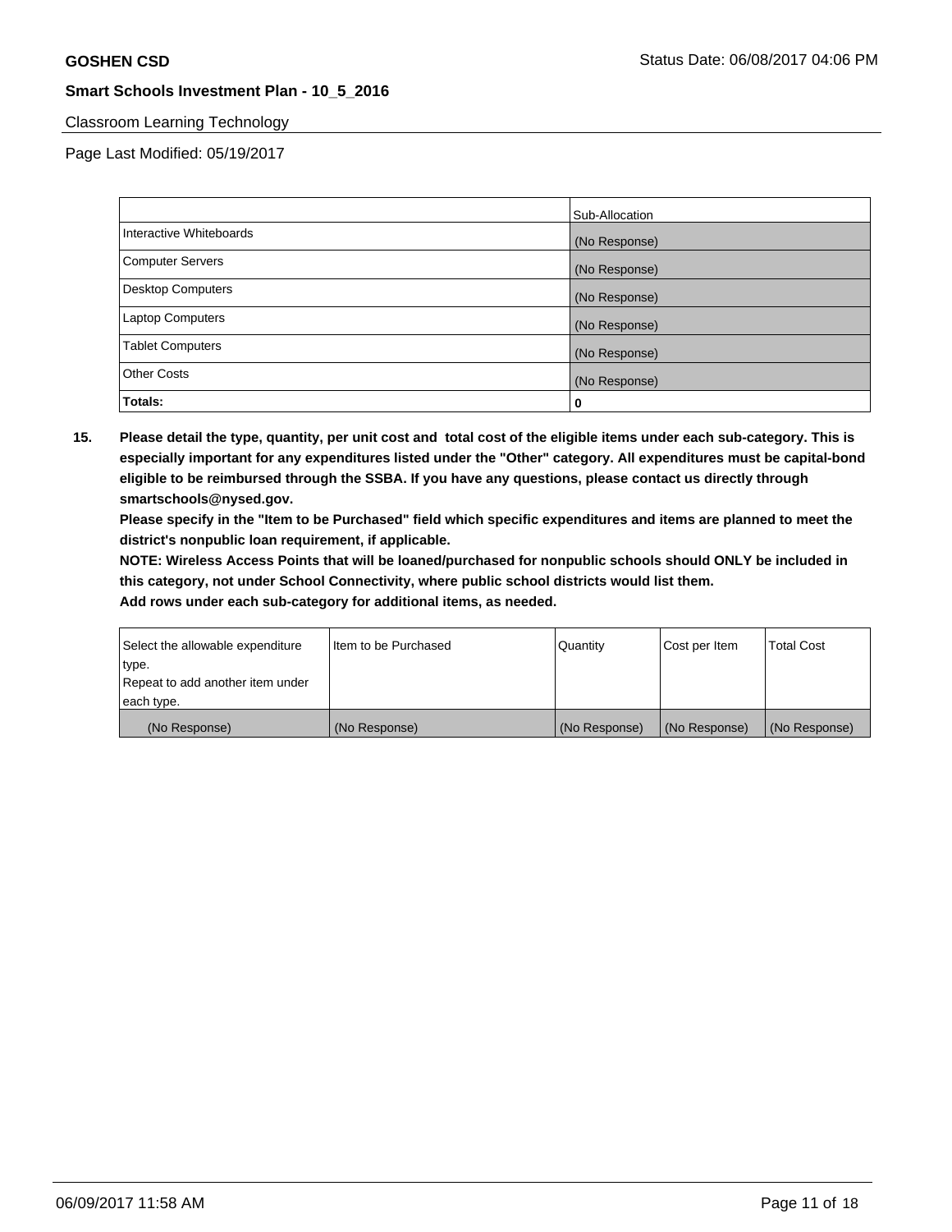Classroom Learning Technology

Page Last Modified: 05/19/2017

| | Sub-Allocation |
|---|---|
| Interactive Whiteboards | (No Response) |
| Computer Servers | (No Response) |
| Desktop Computers | (No Response) |
| Laptop Computers | (No Response) |
| Tablet Computers | (No Response) |
| Other Costs | (No Response) |
| **Totals:** | 0 |

**15. Please detail the type, quantity, per unit cost and total cost of the eligible items under each sub-category. This is especially important for any expenditures listed under the "Other" category. All expenditures must be capital-bond eligible to be reimbursed through the SSBA. If you have any questions, please contact us directly through smartschools@nysed.gov.**

**Please specify in the "Item to be Purchased" field which specific expenditures and items are planned to meet the district's nonpublic loan requirement, if applicable.**

**NOTE: Wireless Access Points that will be loaned/purchased for nonpublic schools should ONLY be included in this category, not under School Connectivity, where public school districts would list them.**

**Add rows under each sub-category for additional items, as needed.**

| Select the allowable expenditure type. Repeat to add another item under each type. | Item to be Purchased | Quantity | Cost per Item | Total Cost |
|---|---|---|---|---|
| (No Response) | (No Response) | (No Response) | (No Response) | (No Response) |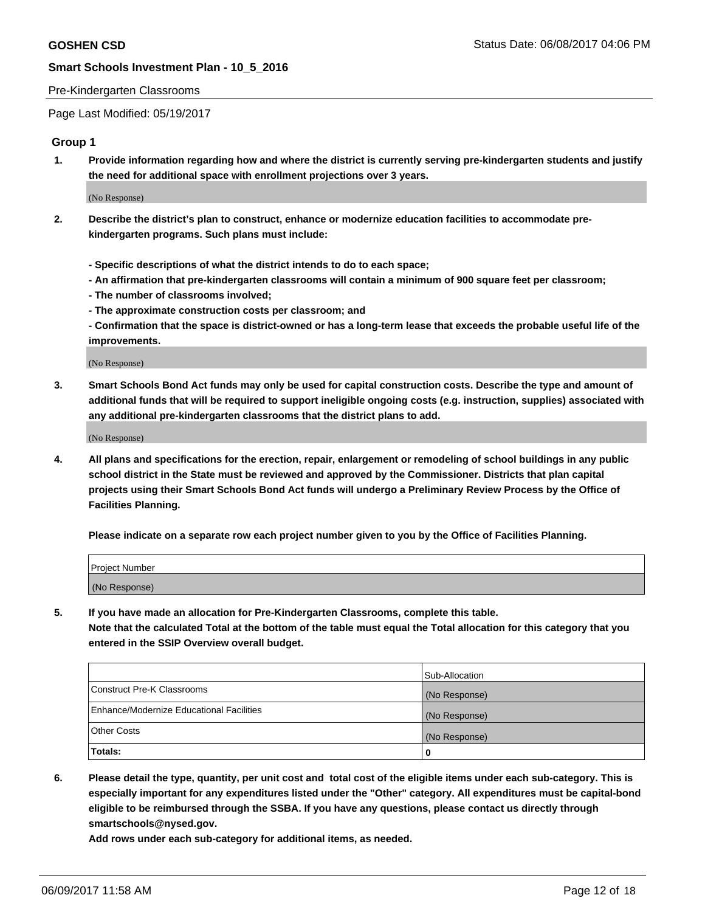Pre-Kindergarten Classrooms

Page Last Modified: 05/19/2017

## Group 1

1. **Provide information regarding how and where the district is currently serving pre-kindergarten students and justify the need for additional space with enrollment projections over 3 years.**

   (No Response)

2. **Describe the district's plan to construct, enhance or modernize education facilities to accommodate pre-kindergarten programs. Such plans must include:**

   **- Specific descriptions of what the district intends to do to each space;**
   **- An affirmation that pre-kindergarten classrooms will contain a minimum of 900 square feet per classroom;**
   **- The number of classrooms involved;**
   **- The approximate construction costs per classroom; and**
   **- Confirmation that the space is district-owned or has a long-term lease that exceeds the probable useful life of the improvements.**

   (No Response)

3. **Smart Schools Bond Act funds may only be used for capital construction costs. Describe the type and amount of additional funds that will be required to support ineligible ongoing costs (e.g. instruction, supplies) associated with any additional pre-kindergarten classrooms that the district plans to add.**

   (No Response)

4. **All plans and specifications for the erection, repair, enlargement or remodeling of school buildings in any public school district in the State must be reviewed and approved by the Commissioner. Districts that plan capital projects using their Smart Schools Bond Act funds will undergo a Preliminary Review Process by the Office of Facilities Planning.**

   **Please indicate on a separate row each project number given to you by the Office of Facilities Planning.**

| Project Number |
|---|
| (No Response) |

5. **If you have made an allocation for Pre-Kindergarten Classrooms, complete this table.**
   **Note that the calculated Total at the bottom of the table must equal the Total allocation for this category that you entered in the SSIP Overview overall budget.**

| | Sub-Allocation |
|---|---|
| Construct Pre-K Classrooms | (No Response) |
| Enhance/Modernize Educational Facilities | (No Response) |
| Other Costs | (No Response) |
| **Totals:** | **0** |

6. **Please detail the type, quantity, per unit cost and total cost of the eligible items under each sub-category. This is especially important for any expenditures listed under the "Other" category. All expenditures must be capital-bond eligible to be reimbursed through the SSBA. If you have any questions, please contact us directly through smartschools@nysed.gov.**

   **Add rows under each sub-category for additional items, as needed.**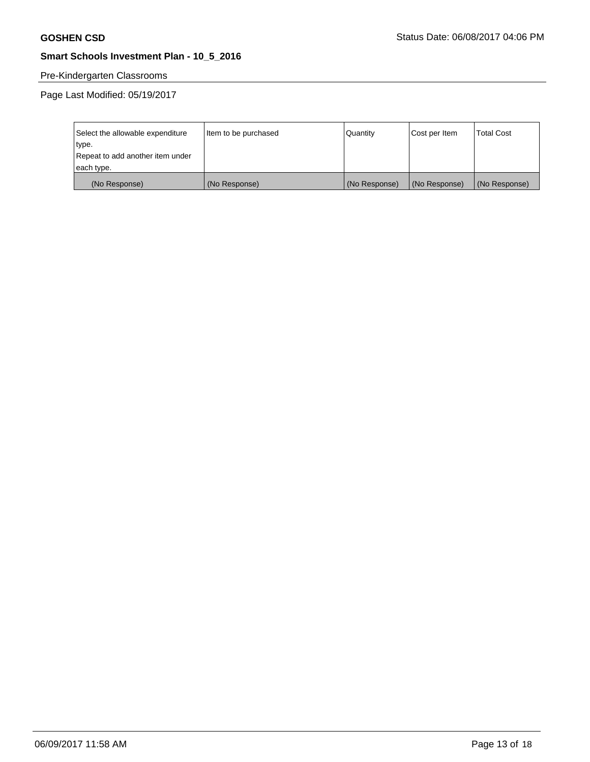Pre-Kindergarten Classrooms

Page Last Modified: 05/19/2017

| Select the allowable expenditure type.<br>Repeat to add another item under each type. | Item to be purchased | Quantity | Cost per Item | Total Cost |
|---|---|---|---|---|
| (No Response) | (No Response) | (No Response) | (No Response) | (No Response) |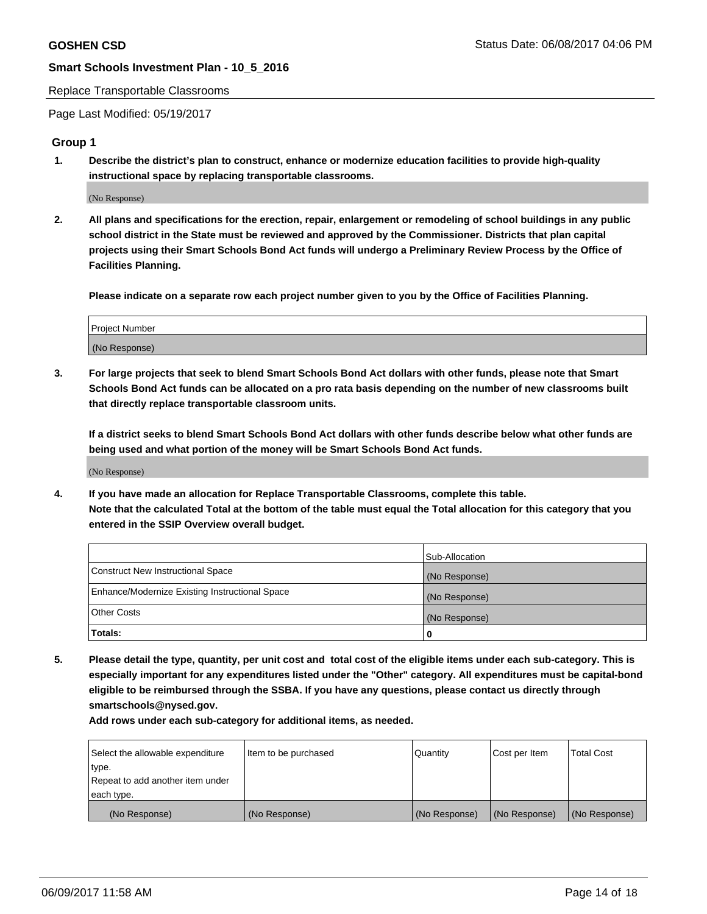Replace Transportable Classrooms

Page Last Modified: 05/19/2017

## Group 1

**1. Describe the district's plan to construct, enhance or modernize education facilities to provide high-quality instructional space by replacing transportable classrooms.**

(No Response)

**2. All plans and specifications for the erection, repair, enlargement or remodeling of school buildings in any public school district in the State must be reviewed and approved by the Commissioner. Districts that plan capital projects using their Smart Schools Bond Act funds will undergo a Preliminary Review Process by the Office of Facilities Planning.**

**Please indicate on a separate row each project number given to you by the Office of Facilities Planning.**

| Project Number |
| --- |
| (No Response) |

**3. For large projects that seek to blend Smart Schools Bond Act dollars with other funds, please note that Smart Schools Bond Act funds can be allocated on a pro rata basis depending on the number of new classrooms built that directly replace transportable classroom units.**

**If a district seeks to blend Smart Schools Bond Act dollars with other funds describe below what other funds are being used and what portion of the money will be Smart Schools Bond Act funds.**

(No Response)

**4. If you have made an allocation for Replace Transportable Classrooms, complete this table. Note that the calculated Total at the bottom of the table must equal the Total allocation for this category that you entered in the SSIP Overview overall budget.**

| | Sub-Allocation |
| --- | --- |
| Construct New Instructional Space | (No Response) |
| Enhance/Modernize Existing Instructional Space | (No Response) |
| Other Costs | (No Response) |
| **Totals:** | **0** |

**5. Please detail the type, quantity, per unit cost and total cost of the eligible items under each sub-category. This is especially important for any expenditures listed under the "Other" category. All expenditures must be capital-bond eligible to be reimbursed through the SSBA. If you have any questions, please contact us directly through smartschools@nysed.gov.**

**Add rows under each sub-category for additional items, as needed.**

| Select the allowable expenditure type. Repeat to add another item under each type. | Item to be purchased | Quantity | Cost per Item | Total Cost |
| --- | --- | --- | --- | --- |
| (No Response) | (No Response) | (No Response) | (No Response) | (No Response) |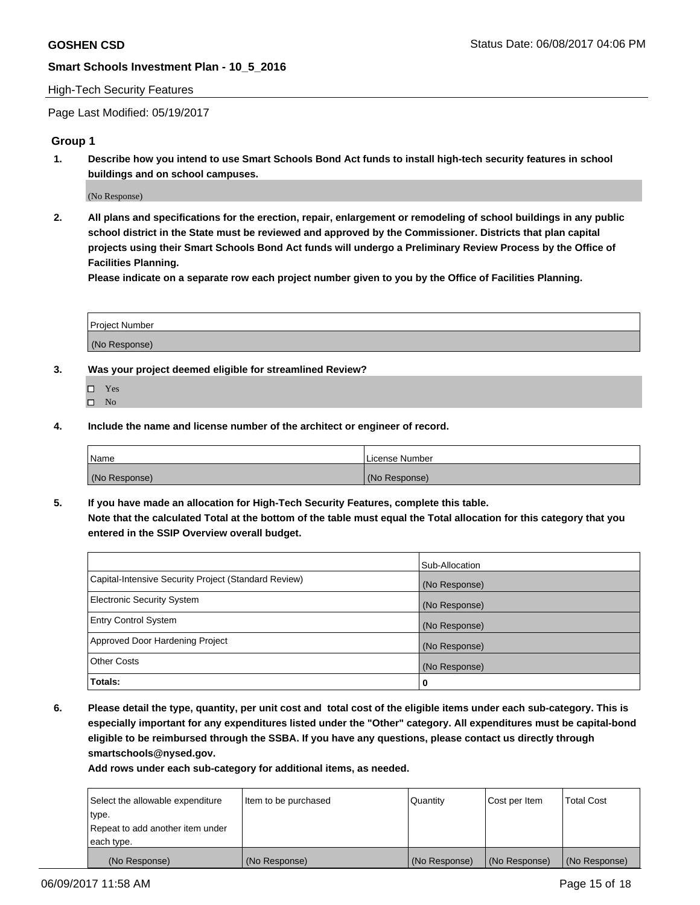High-Tech Security Features

Page Last Modified: 05/19/2017

## Group 1

**1. Describe how you intend to use Smart Schools Bond Act funds to install high-tech security features in school buildings and on school campuses.**

(No Response)

**2. All plans and specifications for the erection, repair, enlargement or remodeling of school buildings in any public school district in the State must be reviewed and approved by the Commissioner. Districts that plan capital projects using their Smart Schools Bond Act funds will undergo a Preliminary Review Process by the Office of Facilities Planning.**

**Please indicate on a separate row each project number given to you by the Office of Facilities Planning.**

| Project Number |
| --- |
| (No Response) |

**3. Was your project deemed eligible for streamlined Review?**

- ☐ Yes
- ☐ No

**4. Include the name and license number of the architect or engineer of record.**

| Name | License Number |
| --- | --- |
| (No Response) | (No Response) |

**5. If you have made an allocation for High-Tech Security Features, complete this table.**
**Note that the calculated Total at the bottom of the table must equal the Total allocation for this category that you entered in the SSIP Overview overall budget.**

| | Sub-Allocation |
| --- | --- |
| Capital-Intensive Security Project (Standard Review) | (No Response) |
| Electronic Security System | (No Response) |
| Entry Control System | (No Response) |
| Approved Door Hardening Project | (No Response) |
| Other Costs | (No Response) |
| **Totals:** | **0** |

**6. Please detail the type, quantity, per unit cost and total cost of the eligible items under each sub-category. This is especially important for any expenditures listed under the "Other" category. All expenditures must be capital-bond eligible to be reimbursed through the SSBA. If you have any questions, please contact us directly through smartschools@nysed.gov.**

**Add rows under each sub-category for additional items, as needed.**

| Select the allowable expenditure type. Repeat to add another item under each type. | Item to be purchased | Quantity | Cost per Item | Total Cost |
| --- | --- | --- | --- | --- |
| (No Response) | (No Response) | (No Response) | (No Response) | (No Response) |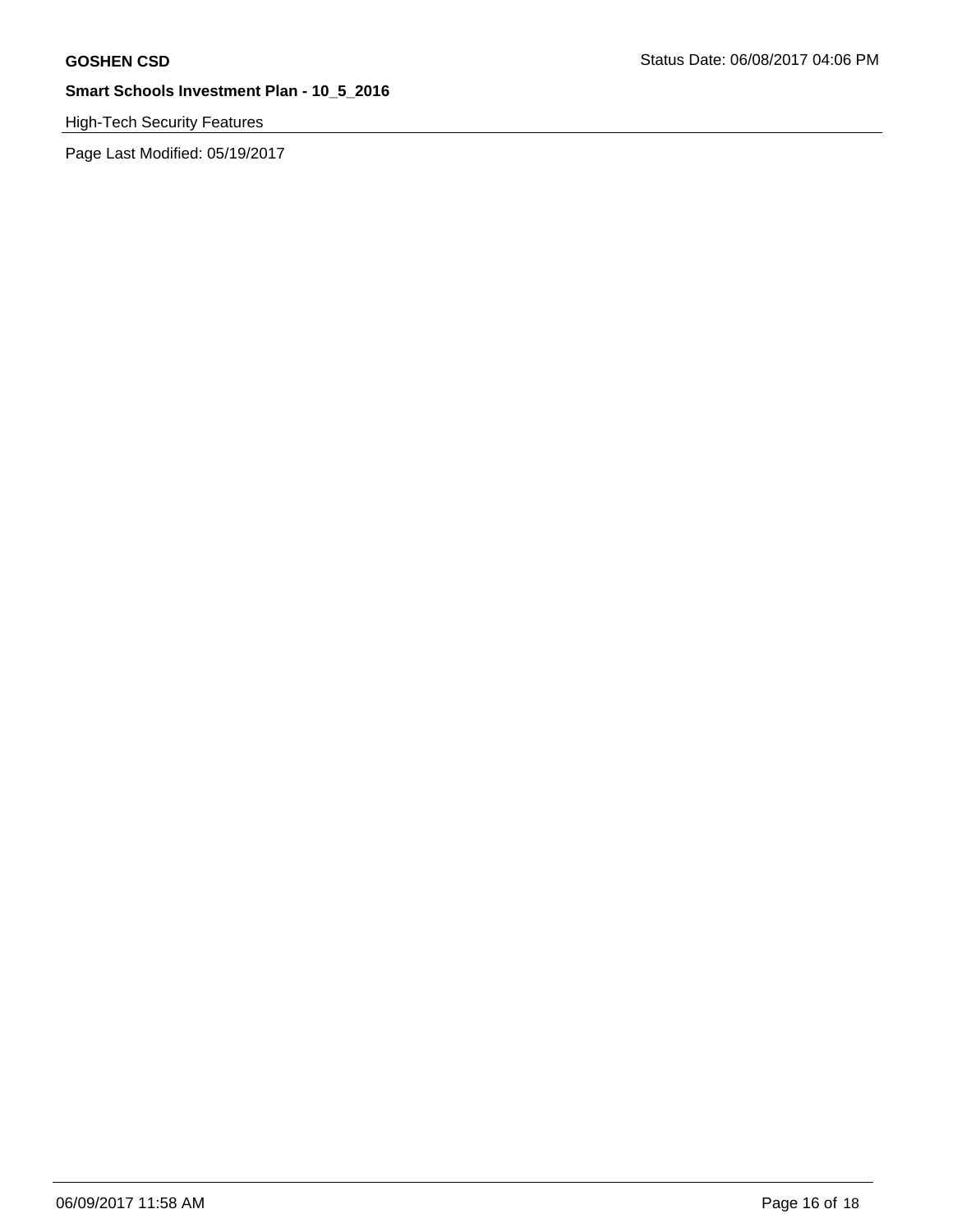High-Tech Security Features

Page Last Modified: 05/19/2017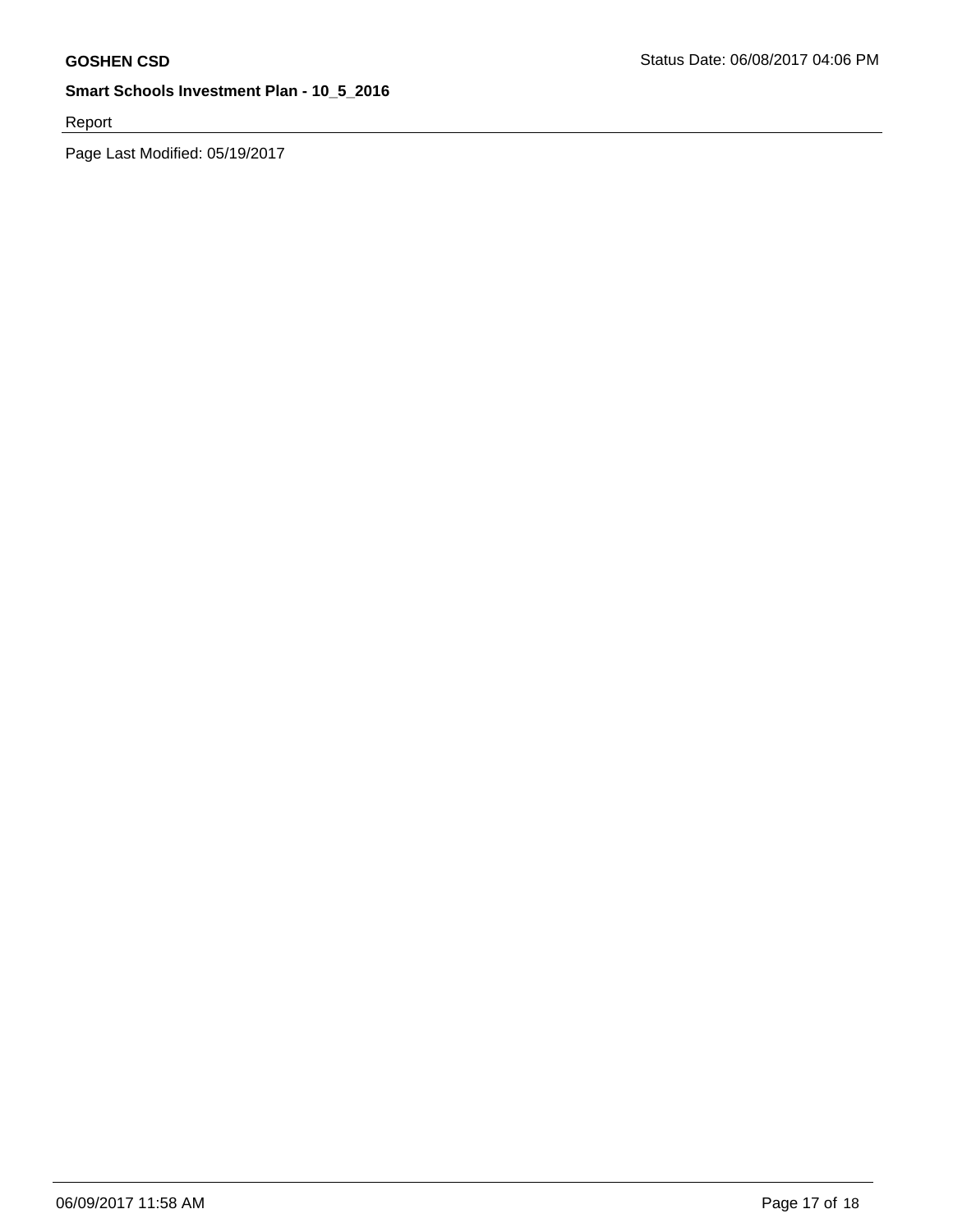Report

Page Last Modified: 05/19/2017